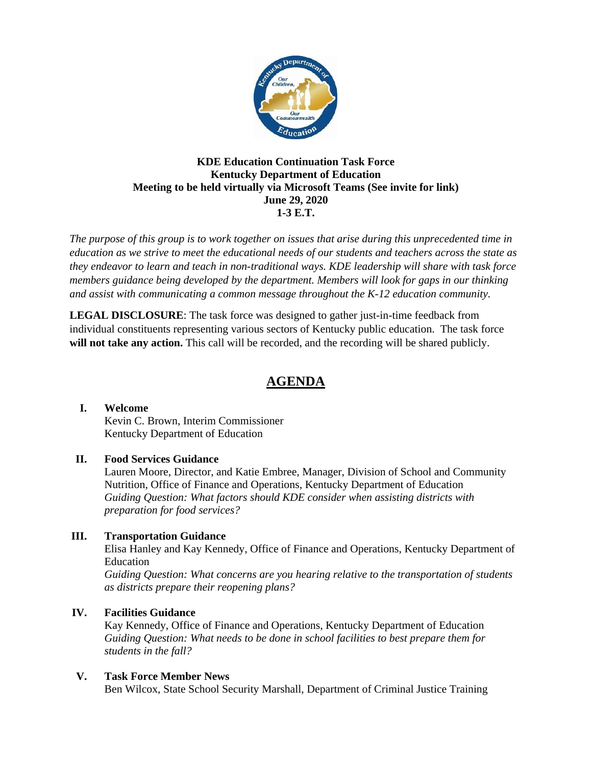**KDE Education Continuation Task Force**
**Kentucky Department of Education**
**Meeting to be held virtually via Microsoft Teams (See invite for link)**
**June 29, 2020**
**1-3 E.T.**

*The purpose of this group is to work together on issues that arise during this unprecedented time in education as we strive to meet the educational needs of our students and teachers across the state as they endeavor to learn and teach in non-traditional ways. KDE leadership will share with task force members guidance being developed by the department. Members will look for gaps in our thinking and assist with communicating a common message throughout the K-12 education community.*

**LEGAL DISCLOSURE**: The task force was designed to gather just-in-time feedback from individual constituents representing various sectors of Kentucky public education. The task force **will not take any action.** This call will be recorded, and the recording will be shared publicly.

# AGENDA

**I. Welcome**
Kevin C. Brown, Interim Commissioner
Kentucky Department of Education

**II. Food Services Guidance**
Lauren Moore, Director, and Katie Embree, Manager, Division of School and Community Nutrition, Office of Finance and Operations, Kentucky Department of Education
*Guiding Question: What factors should KDE consider when assisting districts with preparation for food services?*

**III. Transportation Guidance**
Elisa Hanley and Kay Kennedy, Office of Finance and Operations, Kentucky Department of Education
*Guiding Question: What concerns are you hearing relative to the transportation of students as districts prepare their reopening plans?*

**IV. Facilities Guidance**
Kay Kennedy, Office of Finance and Operations, Kentucky Department of Education
*Guiding Question: What needs to be done in school facilities to best prepare them for students in the fall?*

**V. Task Force Member News**
Ben Wilcox, State School Security Marshall, Department of Criminal Justice Training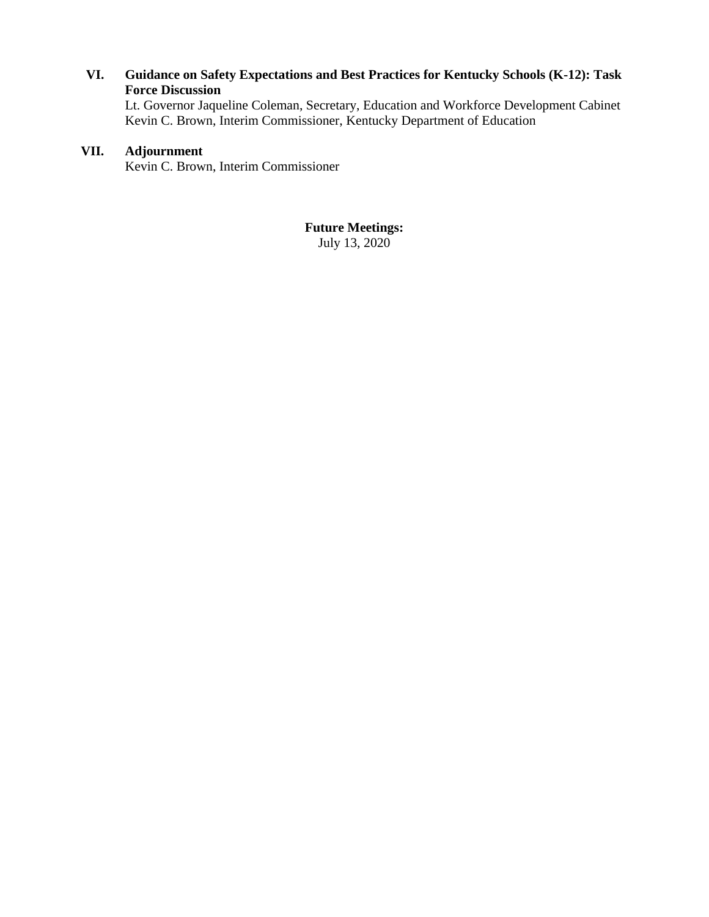**VI. Guidance on Safety Expectations and Best Practices for Kentucky Schools (K-12): Task Force Discussion**
Lt. Governor Jaqueline Coleman, Secretary, Education and Workforce Development Cabinet
Kevin C. Brown, Interim Commissioner, Kentucky Department of Education

**VII. Adjournment**
Kevin C. Brown, Interim Commissioner

**Future Meetings:**
July 13, 2020